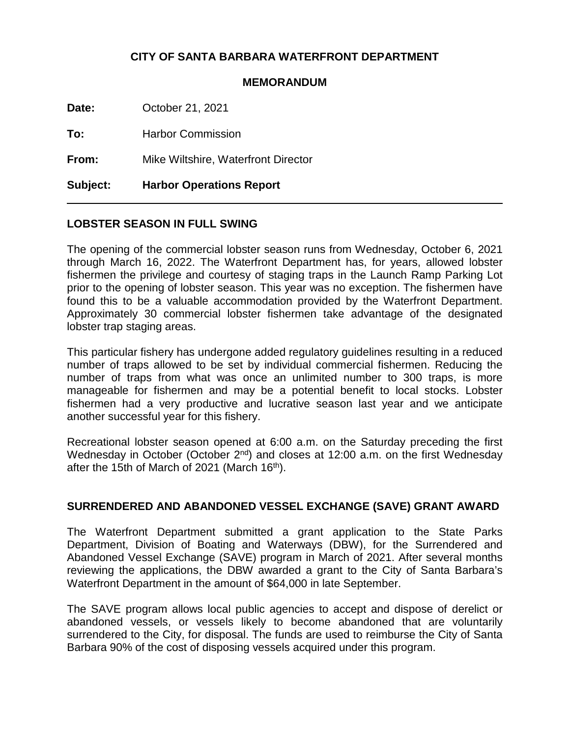**CITY OF SANTA BARBARA WATERFRONT DEPARTMENT**

**MEMORANDUM**

**Date:** October 21, 2021

**To:** Harbor Commission

**From:** Mike Wiltshire, Waterfront Director

**Subject: Harbor Operations Report**

---

## LOBSTER SEASON IN FULL SWING

The opening of the commercial lobster season runs from Wednesday, October 6, 2021 through March 16, 2022. The Waterfront Department has, for years, allowed lobster fishermen the privilege and courtesy of staging traps in the Launch Ramp Parking Lot prior to the opening of lobster season. This year was no exception. The fishermen have found this to be a valuable accommodation provided by the Waterfront Department. Approximately 30 commercial lobster fishermen take advantage of the designated lobster trap staging areas.

This particular fishery has undergone added regulatory guidelines resulting in a reduced number of traps allowed to be set by individual commercial fishermen. Reducing the number of traps from what was once an unlimited number to 300 traps, is more manageable for fishermen and may be a potential benefit to local stocks. Lobster fishermen had a very productive and lucrative season last year and we anticipate another successful year for this fishery.

Recreational lobster season opened at 6:00 a.m. on the Saturday preceding the first Wednesday in October (October 2nd) and closes at 12:00 a.m. on the first Wednesday after the 15th of March of 2021 (March 16th).

## SURRENDERED AND ABANDONED VESSEL EXCHANGE (SAVE) GRANT AWARD

The Waterfront Department submitted a grant application to the State Parks Department, Division of Boating and Waterways (DBW), for the Surrendered and Abandoned Vessel Exchange (SAVE) program in March of 2021. After several months reviewing the applications, the DBW awarded a grant to the City of Santa Barbara's Waterfront Department in the amount of $64,000 in late September.

The SAVE program allows local public agencies to accept and dispose of derelict or abandoned vessels, or vessels likely to become abandoned that are voluntarily surrendered to the City, for disposal. The funds are used to reimburse the City of Santa Barbara 90% of the cost of disposing vessels acquired under this program.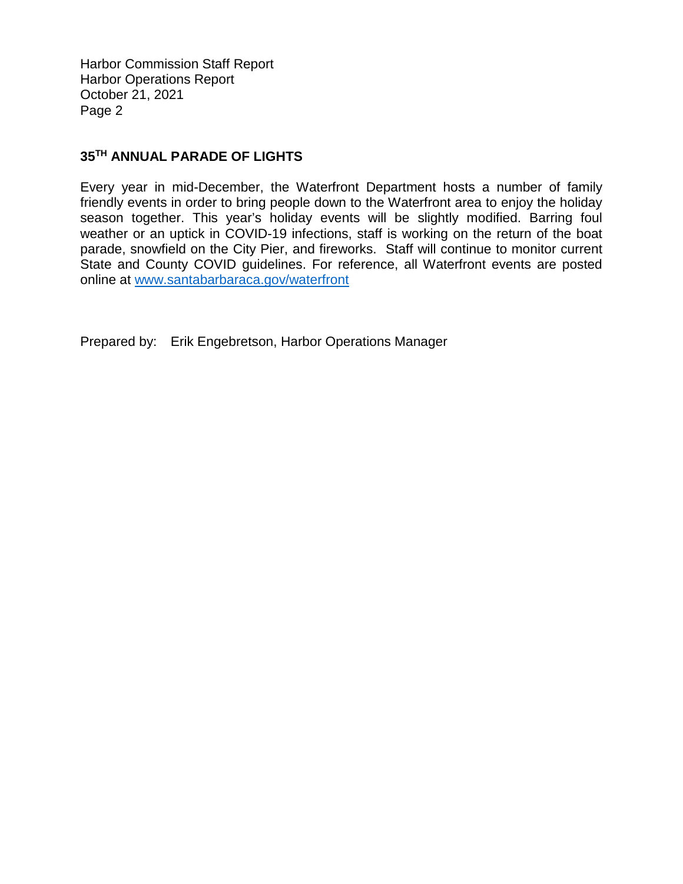## 35TH ANNUAL PARADE OF LIGHTS

Every year in mid-December, the Waterfront Department hosts a number of family friendly events in order to bring people down to the Waterfront area to enjoy the holiday season together. This year's holiday events will be slightly modified. Barring foul weather or an uptick in COVID-19 infections, staff is working on the return of the boat parade, snowfield on the City Pier, and fireworks. Staff will continue to monitor current State and County COVID guidelines. For reference, all Waterfront events are posted online at [www.santabarbaraca.gov/waterfront](http://www.santabarbaraca.gov/waterfront)

Prepared by: Erik Engebretson, Harbor Operations Manager